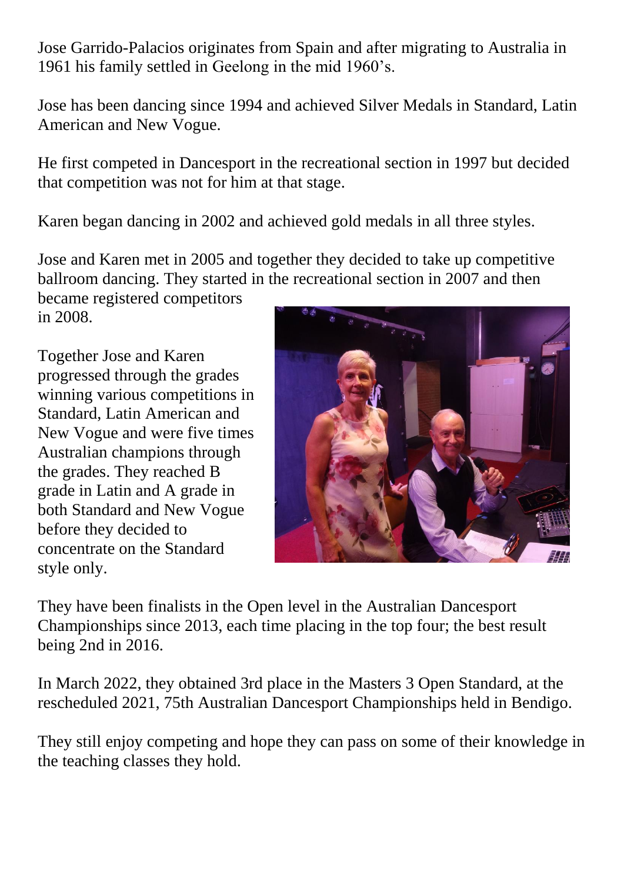Jose Garrido-Palacios originates from Spain and after migrating to Australia in 1961 his family settled in Geelong in the mid 1960's.

Jose has been dancing since 1994 and achieved Silver Medals in Standard, Latin American and New Vogue.

He first competed in Dancesport in the recreational section in 1997 but decided that competition was not for him at that stage.

Karen began dancing in 2002 and achieved gold medals in all three styles.

Jose and Karen met in 2005 and together they decided to take up competitive ballroom dancing. They started in the recreational section in 2007 and then became registered competitors in 2008.

Together Jose and Karen progressed through the grades winning various competitions in Standard, Latin American and New Vogue and were five times Australian champions through the grades. They reached B grade in Latin and A grade in both Standard and New Vogue before they decided to concentrate on the Standard style only.

They have been finalists in the Open level in the Australian Dancesport Championships since 2013, each time placing in the top four; the best result being 2nd in 2016.

In March 2022, they obtained 3rd place in the Masters 3 Open Standard, at the rescheduled 2021, 75th Australian Dancesport Championships held in Bendigo.

They still enjoy competing and hope they can pass on some of their knowledge in the teaching classes they hold.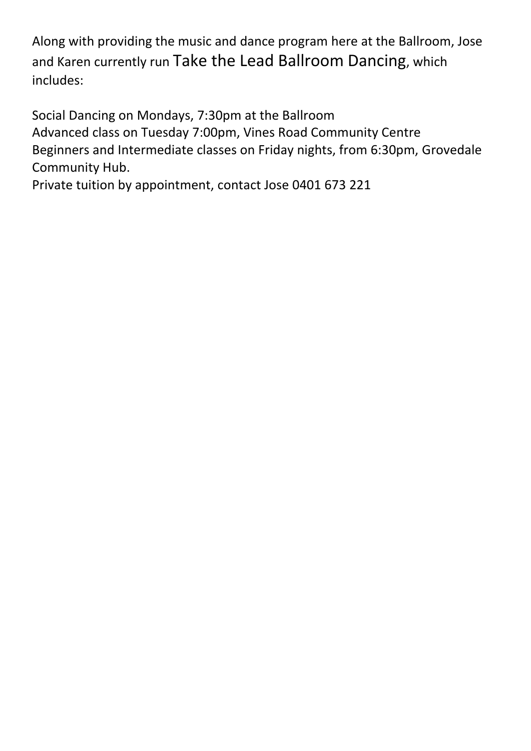Along with providing the music and dance program here at the Ballroom, Jose and Karen currently run Take the Lead Ballroom Dancing, which includes:

Social Dancing on Mondays, 7:30pm at the Ballroom
Advanced class on Tuesday 7:00pm, Vines Road Community Centre
Beginners and Intermediate classes on Friday nights, from 6:30pm, Grovedale Community Hub.
Private tuition by appointment, contact Jose 0401 673 221